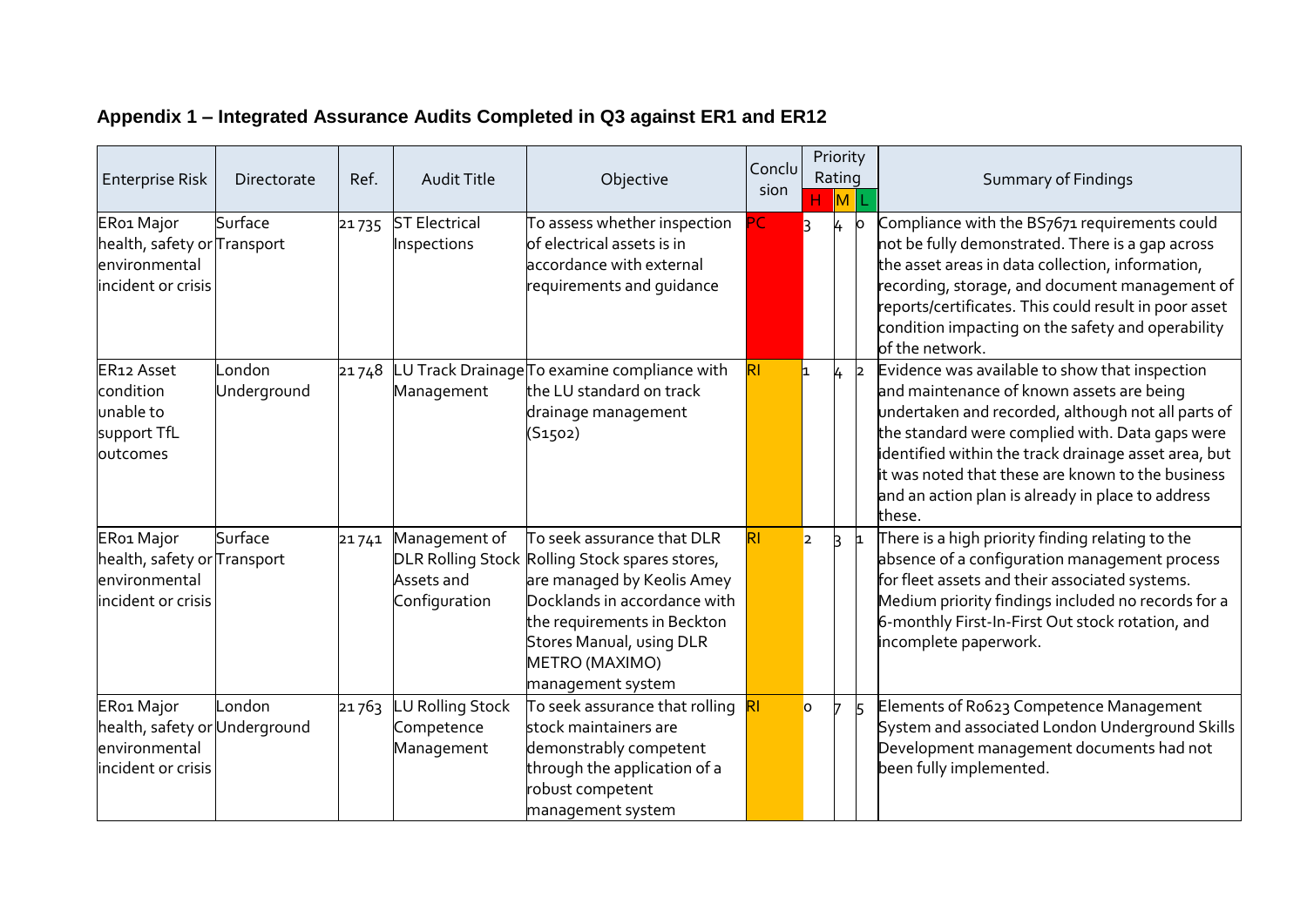## Appendix 1 – Integrated Assurance Audits Completed in Q3 against ER1 and ER12

| Enterprise Risk | Directorate | Ref. | Audit Title | Objective | Conclusion | Priority Rating H | Priority Rating M | Priority Rating L | Summary of Findings |
|---|---|---|---|---|---|---|---|---|---|
| ER01 Major health, safety or environmental incident or crisis | Surface Transport | 21735 | ST Electrical Inspections | To assess whether inspection of electrical assets is in accordance with external requirements and guidance | PC | 3 | 4 | 0 | Compliance with the BS7671 requirements could not be fully demonstrated. There is a gap across the asset areas in data collection, information, recording, storage, and document management of reports/certificates. This could result in poor asset condition impacting on the safety and operability of the network. |
| ER12 Asset condition unable to support TfL outcomes | London Underground | 21748 | LU Track Drainage Management | To examine compliance with the LU standard on track drainage management (S1502) | RI | 1 | 4 | 2 | Evidence was available to show that inspection and maintenance of known assets are being undertaken and recorded, although not all parts of the standard were complied with. Data gaps were identified within the track drainage asset area, but it was noted that these are known to the business and an action plan is already in place to address these. |
| ER01 Major health, safety or environmental incident or crisis | Surface Transport | 21741 | Management of DLR Rolling Stock Assets and Configuration | To seek assurance that DLR Rolling Stock spares stores, are managed by Keolis Amey Docklands in accordance with the requirements in Beckton Stores Manual, using DLR METRO (MAXIMO) management system | RI | 2 | 3 | 1 | There is a high priority finding relating to the absence of a configuration management process for fleet assets and their associated systems. Medium priority findings included no records for a 6-monthly First-In-First Out stock rotation, and incomplete paperwork. |
| ER01 Major health, safety or environmental incident or crisis | London Underground | 21763 | LU Rolling Stock Competence Management | To seek assurance that rolling stock maintainers are demonstrably competent through the application of a robust competent management system | RI | 0 | 7 | 5 | Elements of R0623 Competence Management System and associated London Underground Skills Development management documents had not been fully implemented. |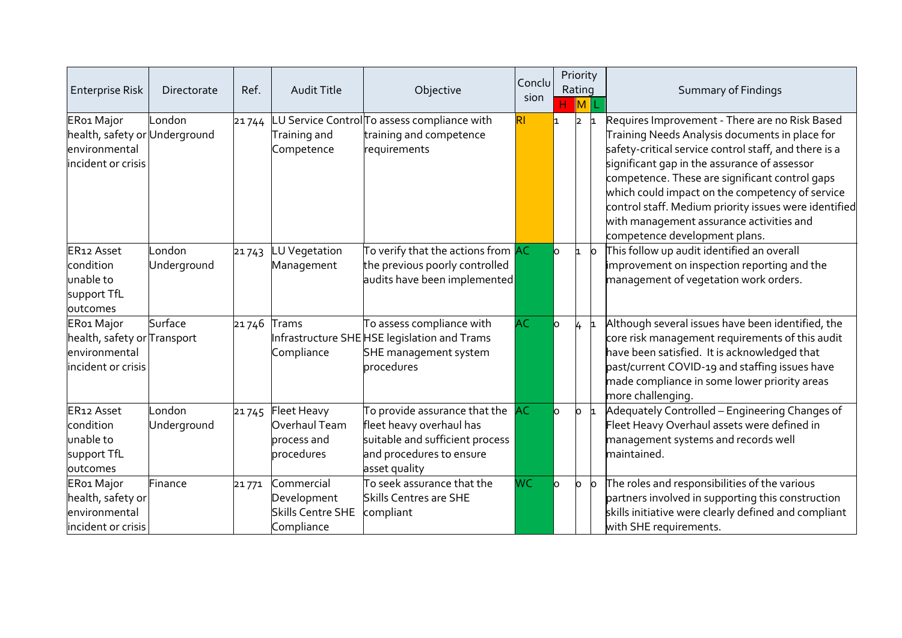| Enterprise Risk | Directorate | Ref. | Audit Title | Objective | Conclusion | Priority Rating H | Priority Rating M | Priority Rating L | Summary of Findings |
|---|---|---|---|---|---|---|---|---|---|
| ER01 Major health, safety or environmental incident or crisis | London Underground | 21744 | LU Service Control Training and Competence | To assess compliance with training and competence requirements | RI | 1 | 2 | 1 | Requires Improvement - There are no Risk Based Training Needs Analysis documents in place for safety-critical service control staff, and there is a significant gap in the assurance of assessor competence. These are significant control gaps which could impact on the competency of service control staff. Medium priority issues were identified with management assurance activities and competence development plans. |
| ER12 Asset condition unable to support TfL outcomes | London Underground | 21743 | LU Vegetation Management | To verify that the actions from the previous poorly controlled audits have been implemented | AC | 0 | 1 | 0 | This follow up audit identified an overall improvement on inspection reporting and the management of vegetation work orders. |
| ER01 Major health, safety or environmental incident or crisis | Surface Transport | 21746 | Trams Infrastructure SHE Compliance | To assess compliance with HSE legislation and Trams SHE management system procedures | AC | 0 | 4 | 1 | Although several issues have been identified, the core risk management requirements of this audit have been satisfied. It is acknowledged that past/current COVID-19 and staffing issues have made compliance in some lower priority areas more challenging. |
| ER12 Asset condition unable to support TfL outcomes | London Underground | 21745 | Fleet Heavy Overhaul Team process and procedures | To provide assurance that the fleet heavy overhaul has suitable and sufficient process and procedures to ensure asset quality | AC | 0 | 0 | 1 | Adequately Controlled – Engineering Changes of Fleet Heavy Overhaul assets were defined in management systems and records well maintained. |
| ER01 Major health, safety or environmental incident or crisis | Finance | 21771 | Commercial Development Skills Centre SHE Compliance | To seek assurance that the Skills Centres are SHE compliant | WC | 0 | 0 | 0 | The roles and responsibilities of the various partners involved in supporting this construction skills initiative were clearly defined and compliant with SHE requirements. |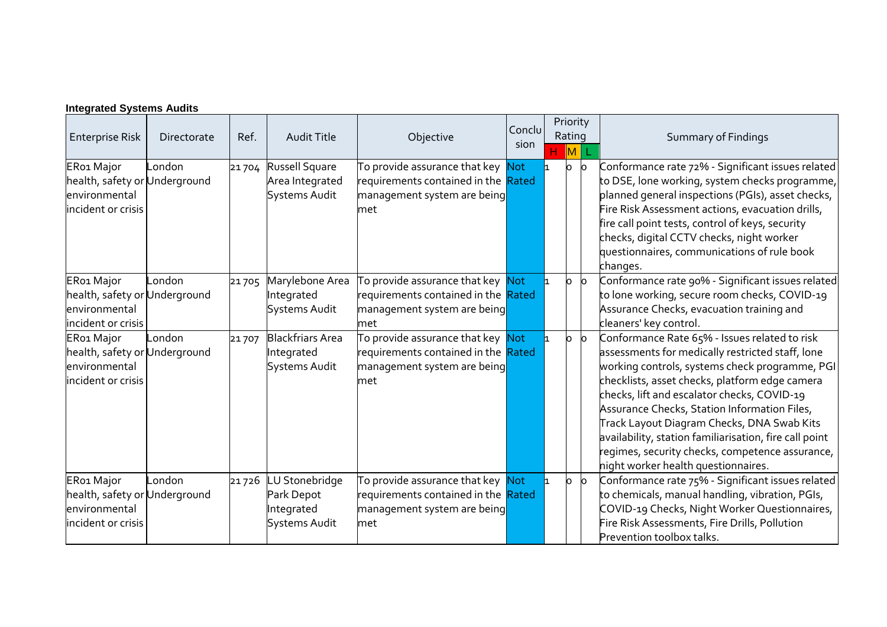**Integrated Systems Audits**

| Enterprise Risk | Directorate | Ref. | Audit Title | Objective | Conclusion | Priority Rating H | M | L | Summary of Findings |
|---|---|---|---|---|---|---|---|---|---|
| ER01 Major health, safety or environmental incident or crisis | London Underground | 21704 | Russell Square Area Integrated Systems Audit | To provide assurance that key requirements contained in the management system are being met | Not Rated | 1 | 0 | 0 | Conformance rate 72% - Significant issues related to DSE, lone working, system checks programme, planned general inspections (PGIs), asset checks, Fire Risk Assessment actions, evacuation drills, fire call point tests, control of keys, security checks, digital CCTV checks, night worker questionnaires, communications of rule book changes. |
| ER01 Major health, safety or environmental incident or crisis | London Underground | 21705 | Marylebone Area Integrated Systems Audit | To provide assurance that key requirements contained in the management system are being met | Not Rated | 1 | 0 | 0 | Conformance rate 90% - Significant issues related to lone working, secure room checks, COVID-19 Assurance Checks, evacuation training and cleaners' key control. |
| ER01 Major health, safety or environmental incident or crisis | London Underground | 21707 | Blackfriars Area Integrated Systems Audit | To provide assurance that key requirements contained in the management system are being met | Not Rated | 1 | 0 | 0 | Conformance Rate 65% - Issues related to risk assessments for medically restricted staff, lone working controls, systems check programme, PGI checklists, asset checks, platform edge camera checks, lift and escalator checks, COVID-19 Assurance Checks, Station Information Files, Track Layout Diagram Checks, DNA Swab Kits availability, station familiarisation, fire call point regimes, security checks, competence assurance, night worker health questionnaires. |
| ER01 Major health, safety or environmental incident or crisis | London Underground | 21726 | LU Stonebridge Park Depot Integrated Systems Audit | To provide assurance that key requirements contained in the management system are being met | Not Rated | 1 | 0 | 0 | Conformance rate 75% - Significant issues related to chemicals, manual handling, vibration, PGIs, COVID-19 Checks, Night Worker Questionnaires, Fire Risk Assessments, Fire Drills, Pollution Prevention toolbox talks. |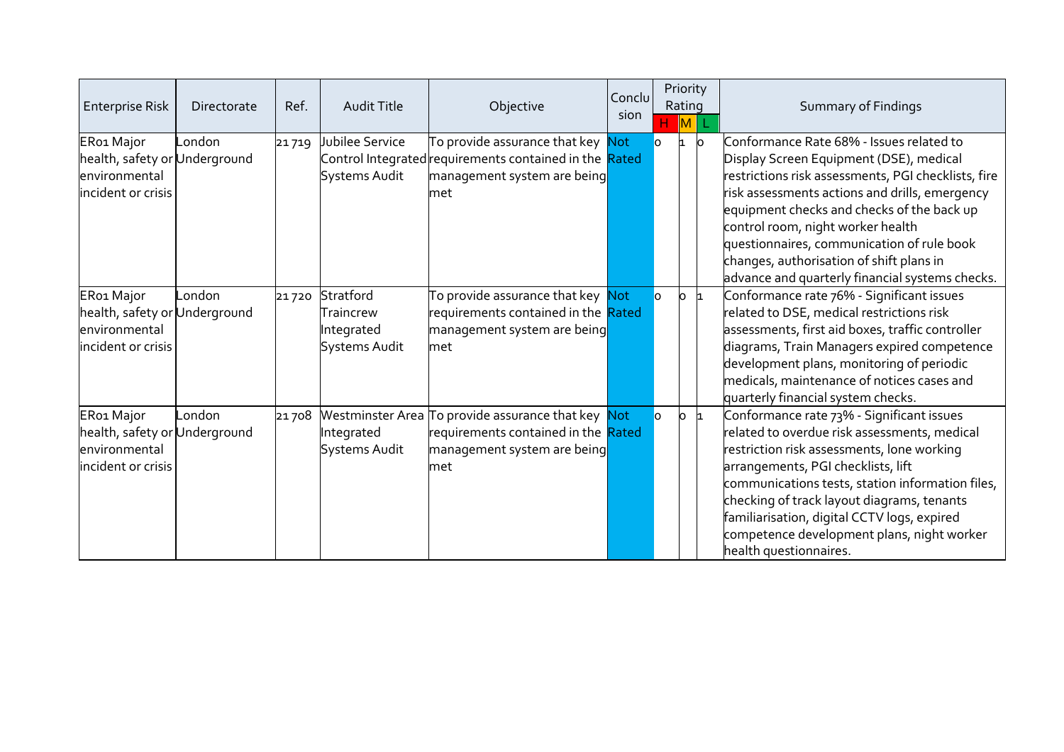| Enterprise Risk | Directorate | Ref. | Audit Title | Objective | Conclusion | Priority Rating H | Priority Rating M | Priority Rating L | Summary of Findings |
|---|---|---|---|---|---|---|---|---|---|
| ER01 Major health, safety or environmental incident or crisis | London Underground | 21719 | Jubilee Service Control Integrated Systems Audit | To provide assurance that key requirements contained in the management system are being met | Not Rated | 0 | 1 | 0 | Conformance Rate 68% - Issues related to Display Screen Equipment (DSE), medical restrictions risk assessments, PGI checklists, fire risk assessments actions and drills, emergency equipment checks and checks of the back up control room, night worker health questionnaires, communication of rule book changes, authorisation of shift plans in advance and quarterly financial systems checks. |
| ER01 Major health, safety or environmental incident or crisis | London Underground | 21720 | Stratford Traincrew Integrated Systems Audit | To provide assurance that key requirements contained in the management system are being met | Not Rated | 0 | 0 | 1 | Conformance rate 76% - Significant issues related to DSE, medical restrictions risk assessments, first aid boxes, traffic controller diagrams, Train Managers expired competence development plans, monitoring of periodic medicals, maintenance of notices cases and quarterly financial system checks. |
| ER01 Major health, safety or environmental incident or crisis | London Underground | 21708 | Westminster Area Integrated Systems Audit | To provide assurance that key requirements contained in the management system are being met | Not Rated | 0 | 0 | 1 | Conformance rate 73% - Significant issues related to overdue risk assessments, medical restriction risk assessments, lone working arrangements, PGI checklists, lift communications tests, station information files, checking of track layout diagrams, tenants familiarisation, digital CCTV logs, expired competence development plans, night worker health questionnaires. |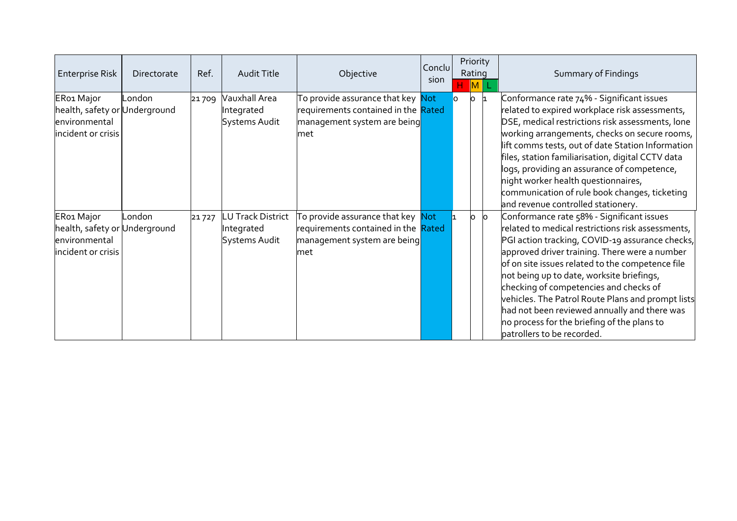| Enterprise Risk | Directorate | Ref. | Audit Title | Objective | Conclusion | Priority Rating H | Priority Rating M | Priority Rating L | Summary of Findings |
|---|---|---|---|---|---|---|---|---|---|
| ER01 Major health, safety or environmental incident or crisis | London Underground | 21 709 | Vauxhall Area Integrated Systems Audit | To provide assurance that key requirements contained in the management system are being met | Not Rated | 0 | 0 | 1 | Conformance rate 74% - Significant issues related to expired workplace risk assessments, DSE, medical restrictions risk assessments, lone working arrangements, checks on secure rooms, lift comms tests, out of date Station Information files, station familiarisation, digital CCTV data logs, providing an assurance of competence, night worker health questionnaires, communication of rule book changes, ticketing and revenue controlled stationery. |
| ER01 Major health, safety or environmental incident or crisis | London Underground | 21 727 | LU Track District Integrated Systems Audit | To provide assurance that key requirements contained in the management system are being met | Not Rated | 1 | 0 | 0 | Conformance rate 58% - Significant issues related to medical restrictions risk assessments, PGI action tracking, COVID-19 assurance checks, approved driver training. There were a number of on site issues related to the competence file not being up to date, worksite briefings, checking of competencies and checks of vehicles. The Patrol Route Plans and prompt lists had not been reviewed annually and there was no process for the briefing of the plans to patrollers to be recorded. |